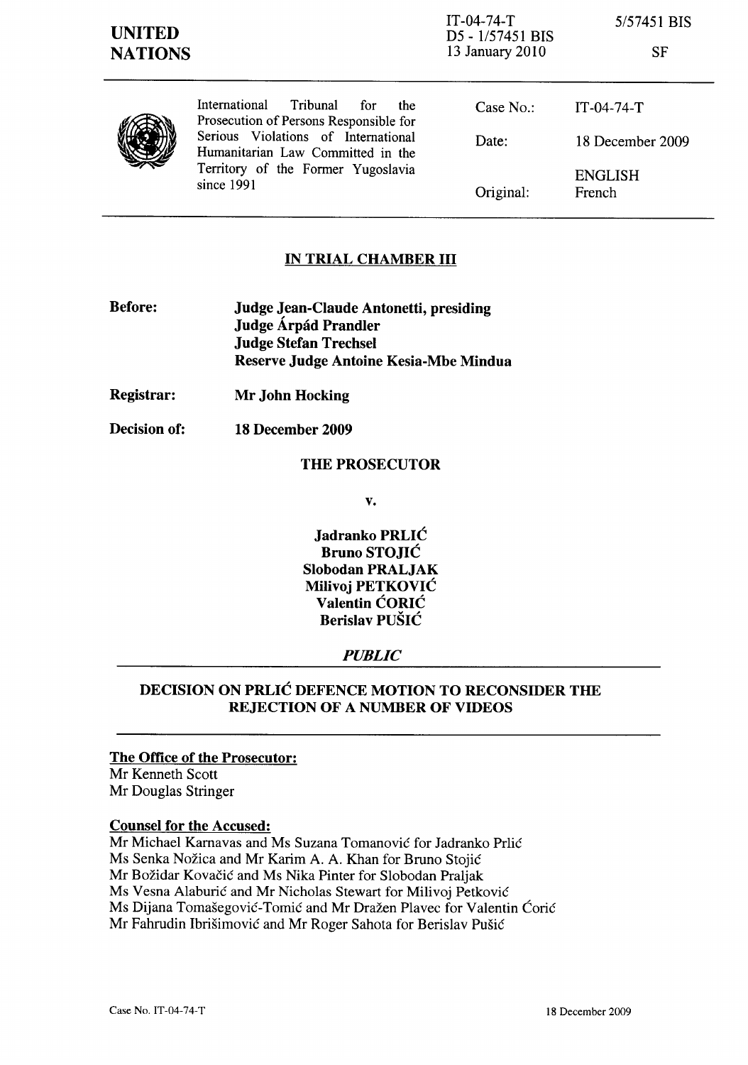**UNITED NATIONS**

IT-04-74-T
D5 - 1/57451 BIS
13 January 2010

5/57451 BIS

SF

International Tribunal for the Prosecution of Persons Responsible for Serious Violations of International Humanitarian Law Committed in the Territory of the Former Yugoslavia since 1991

| | |
|---|---|
| Case No.: | IT-04-74-T |
| Date: | 18 December 2009 |
| Original: | ENGLISH French |

## IN TRIAL CHAMBER III

**Before:** **Judge Jean-Claude Antonetti, presiding**
**Judge Árpád Prandler**
**Judge Stefan Trechsel**
**Reserve Judge Antoine Kesia-Mbe Mindua**

**Registrar:** **Mr John Hocking**

**Decision of:** **18 December 2009**

**THE PROSECUTOR**

**v.**

**Jadranko PRLIĆ**
**Bruno STOJIĆ**
**Slobodan PRALJAK**
**Milivoj PETKOVIĆ**
**Valentin ĆORIĆ**
**Berislav PUŠIĆ**

***PUBLIC***

## DECISION ON PRLIĆ DEFENCE MOTION TO RECONSIDER THE REJECTION OF A NUMBER OF VIDEOS

**The Office of the Prosecutor:**
Mr Kenneth Scott
Mr Douglas Stringer

**Counsel for the Accused:**
Mr Michael Karnavas and Ms Suzana Tomanović for Jadranko Prlić
Ms Senka Nožica and Mr Karim A. A. Khan for Bruno Stojić
Mr Božidar Kovačić and Ms Nika Pinter for Slobodan Praljak
Ms Vesna Alaburić and Mr Nicholas Stewart for Milivoj Petković
Ms Dijana Tomašegović-Tomić and Mr Dražen Plavec for Valentin Ćorić
Mr Fahrudin Ibrišimović and Mr Roger Sahota for Berislav Pušić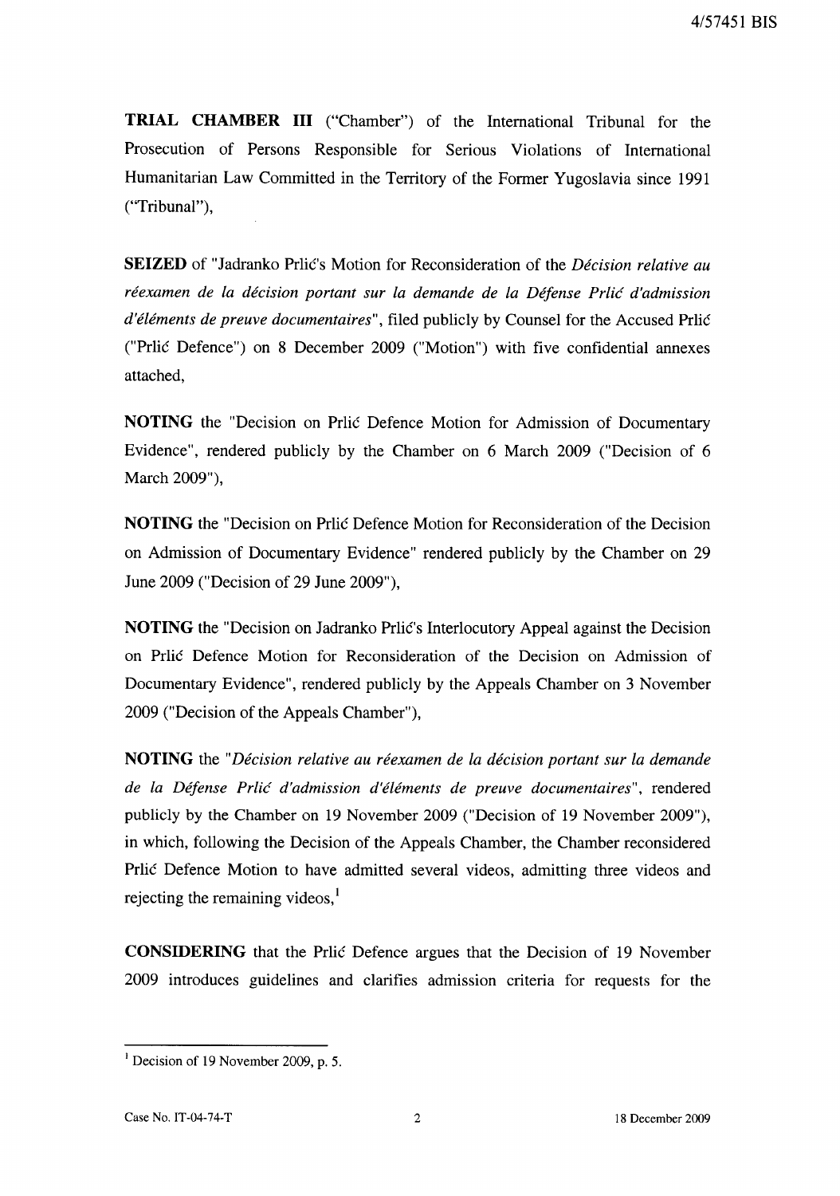**TRIAL CHAMBER III** ("Chamber") of the International Tribunal for the Prosecution of Persons Responsible for Serious Violations of International Humanitarian Law Committed in the Territory of the Former Yugoslavia since 1991 ("Tribunal"),

**SEIZED** of "Jadranko Prlić's Motion for Reconsideration of the *Décision relative au réexamen de la décision portant sur la demande de la Défense Prlić d'admission d'éléments de preuve documentaires*", filed publicly by Counsel for the Accused Prlić ("Prlić Defence") on 8 December 2009 ("Motion") with five confidential annexes attached,

**NOTING** the "Decision on Prlić Defence Motion for Admission of Documentary Evidence", rendered publicly by the Chamber on 6 March 2009 ("Decision of 6 March 2009"),

**NOTING** the "Decision on Prlić Defence Motion for Reconsideration of the Decision on Admission of Documentary Evidence" rendered publicly by the Chamber on 29 June 2009 ("Decision of 29 June 2009"),

**NOTING** the "Decision on Jadranko Prlić's Interlocutory Appeal against the Decision on Prlić Defence Motion for Reconsideration of the Decision on Admission of Documentary Evidence", rendered publicly by the Appeals Chamber on 3 November 2009 ("Decision of the Appeals Chamber"),

**NOTING** the "*Décision relative au réexamen de la décision portant sur la demande de la Défense Prlić d'admission d'éléments de preuve documentaires*", rendered publicly by the Chamber on 19 November 2009 ("Decision of 19 November 2009"), in which, following the Decision of the Appeals Chamber, the Chamber reconsidered Prlić Defence Motion to have admitted several videos, admitting three videos and rejecting the remaining videos,[1]

**CONSIDERING** that the Prlić Defence argues that the Decision of 19 November 2009 introduces guidelines and clarifies admission criteria for requests for the

---

[1] Decision of 19 November 2009, p. 5.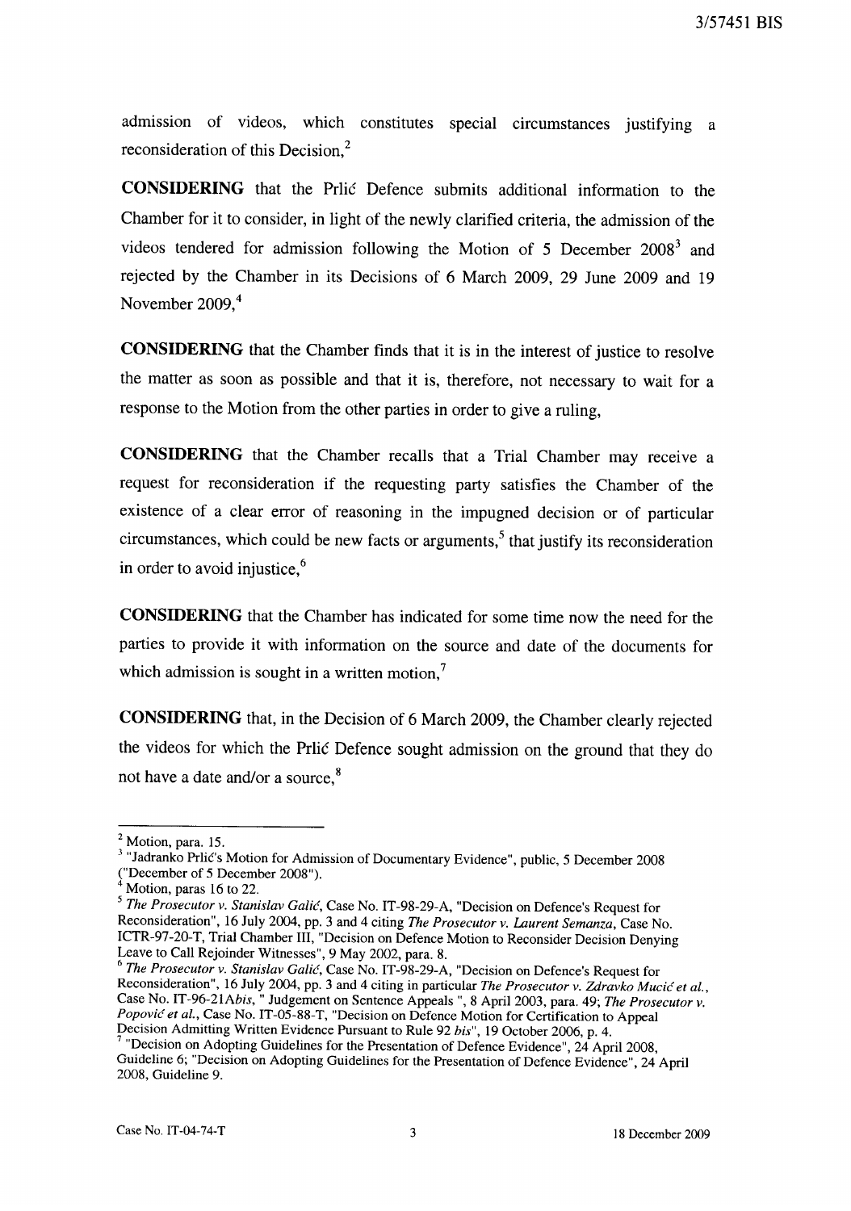admission of videos, which constitutes special circumstances justifying a reconsideration of this Decision,[2]

**CONSIDERING** that the Prlić Defence submits additional information to the Chamber for it to consider, in light of the newly clarified criteria, the admission of the videos tendered for admission following the Motion of 5 December 2008[3] and rejected by the Chamber in its Decisions of 6 March 2009, 29 June 2009 and 19 November 2009,[4]

**CONSIDERING** that the Chamber finds that it is in the interest of justice to resolve the matter as soon as possible and that it is, therefore, not necessary to wait for a response to the Motion from the other parties in order to give a ruling,

**CONSIDERING** that the Chamber recalls that a Trial Chamber may receive a request for reconsideration if the requesting party satisfies the Chamber of the existence of a clear error of reasoning in the impugned decision or of particular circumstances, which could be new facts or arguments,[5] that justify its reconsideration in order to avoid injustice,[6]

**CONSIDERING** that the Chamber has indicated for some time now the need for the parties to provide it with information on the source and date of the documents for which admission is sought in a written motion,[7]

**CONSIDERING** that, in the Decision of 6 March 2009, the Chamber clearly rejected the videos for which the Prlić Defence sought admission on the ground that they do not have a date and/or a source,[8]

---

[2] Motion, para. 15.

[3] "Jadranko Prlić's Motion for Admission of Documentary Evidence", public, 5 December 2008 ("December of 5 December 2008").

[4] Motion, paras 16 to 22.

[5] *The Prosecutor v. Stanislav Galić*, Case No. IT-98-29-A, "Decision on Defence's Request for Reconsideration", 16 July 2004, pp. 3 and 4 citing *The Prosecutor v. Laurent Semanza*, Case No. ICTR-97-20-T, Trial Chamber III, "Decision on Defence Motion to Reconsider Decision Denying Leave to Call Rejoinder Witnesses", 9 May 2002, para. 8.

[6] *The Prosecutor v. Stanislav Galić*, Case No. IT-98-29-A, "Decision on Defence's Request for Reconsideration", 16 July 2004, pp. 3 and 4 citing in particular *The Prosecutor v. Zdravko Mucić et al.*, Case No. IT-96-21*Abis*, " Judgement on Sentence Appeals ", 8 April 2003, para. 49; *The Prosecutor v. Popović et al.*, Case No. IT-05-88-T, "Decision on Defence Motion for Certification to Appeal Decision Admitting Written Evidence Pursuant to Rule 92 *bis*", 19 October 2006, p. 4.

[7] "Decision on Adopting Guidelines for the Presentation of Defence Evidence", 24 April 2008, Guideline 6; "Decision on Adopting Guidelines for the Presentation of Defence Evidence", 24 April 2008, Guideline 9.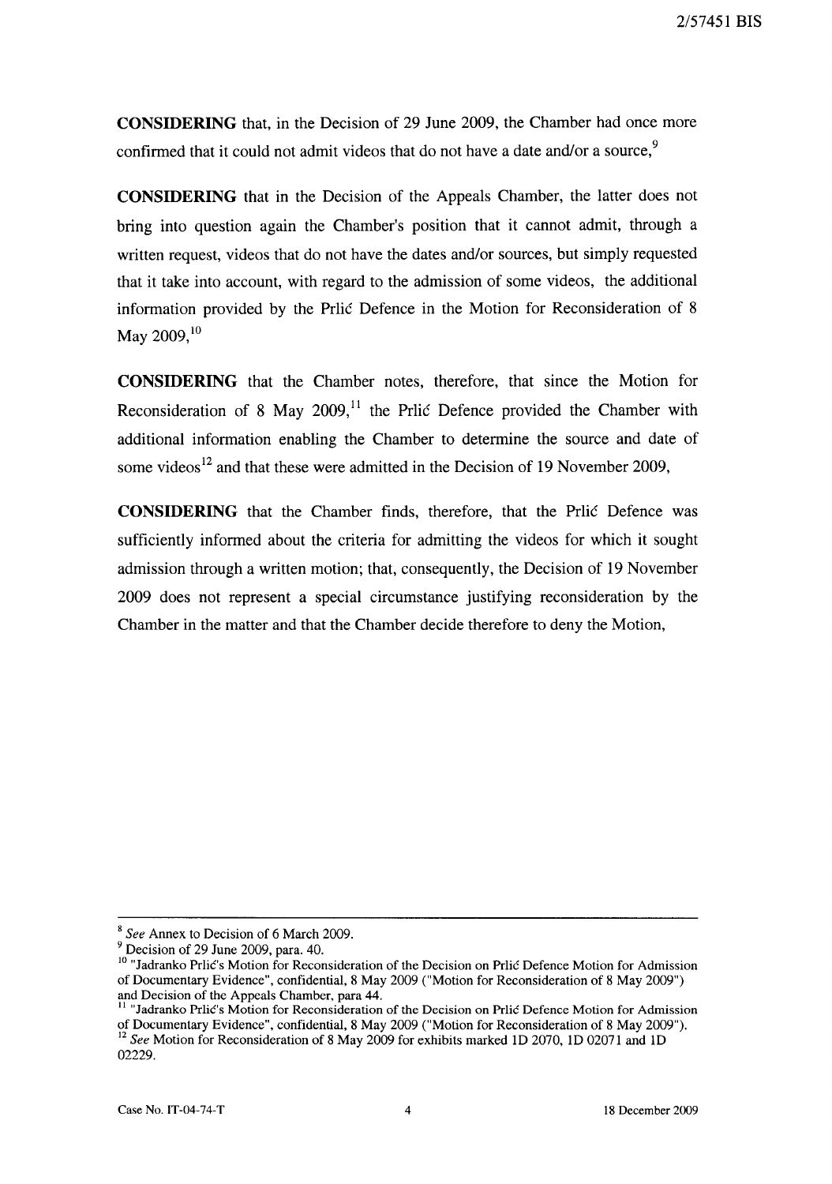**CONSIDERING** that, in the Decision of 29 June 2009, the Chamber had once more confirmed that it could not admit videos that do not have a date and/or a source,[9]

**CONSIDERING** that in the Decision of the Appeals Chamber, the latter does not bring into question again the Chamber's position that it cannot admit, through a written request, videos that do not have the dates and/or sources, but simply requested that it take into account, with regard to the admission of some videos, the additional information provided by the Prlić Defence in the Motion for Reconsideration of 8 May 2009,[10]

**CONSIDERING** that the Chamber notes, therefore, that since the Motion for Reconsideration of 8 May 2009,[11] the Prlić Defence provided the Chamber with additional information enabling the Chamber to determine the source and date of some videos[12] and that these were admitted in the Decision of 19 November 2009,

**CONSIDERING** that the Chamber finds, therefore, that the Prlić Defence was sufficiently informed about the criteria for admitting the videos for which it sought admission through a written motion; that, consequently, the Decision of 19 November 2009 does not represent a special circumstance justifying reconsideration by the Chamber in the matter and that the Chamber decide therefore to deny the Motion,

---

[8] *See* Annex to Decision of 6 March 2009.

[9] Decision of 29 June 2009, para. 40.

[10] "Jadranko Prlić's Motion for Reconsideration of the Decision on Prlić Defence Motion for Admission of Documentary Evidence", confidential, 8 May 2009 ("Motion for Reconsideration of 8 May 2009") and Decision of the Appeals Chamber, para 44.

[11] "Jadranko Prlić's Motion for Reconsideration of the Decision on Prlić Defence Motion for Admission of Documentary Evidence", confidential, 8 May 2009 ("Motion for Reconsideration of 8 May 2009").

[12] *See* Motion for Reconsideration of 8 May 2009 for exhibits marked 1D 2070, 1D 02071 and 1D 02229.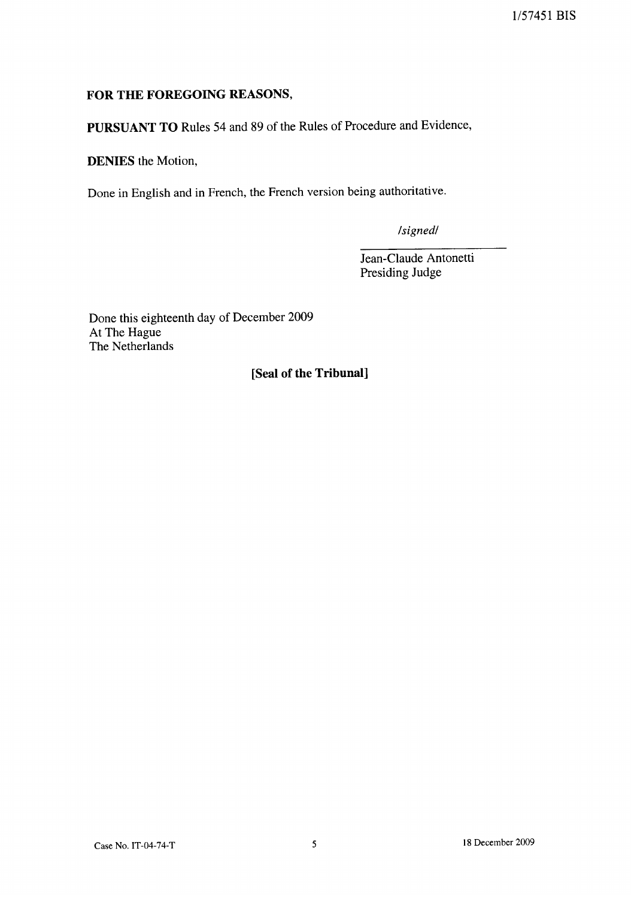**FOR THE FOREGOING REASONS,**

**PURSUANT TO** Rules 54 and 89 of the Rules of Procedure and Evidence,

**DENIES** the Motion,

Done in English and in French, the French version being authoritative.

*/signed/*

Jean-Claude Antonetti
Presiding Judge

Done this eighteenth day of December 2009
At The Hague
The Netherlands

**[Seal of the Tribunal]**